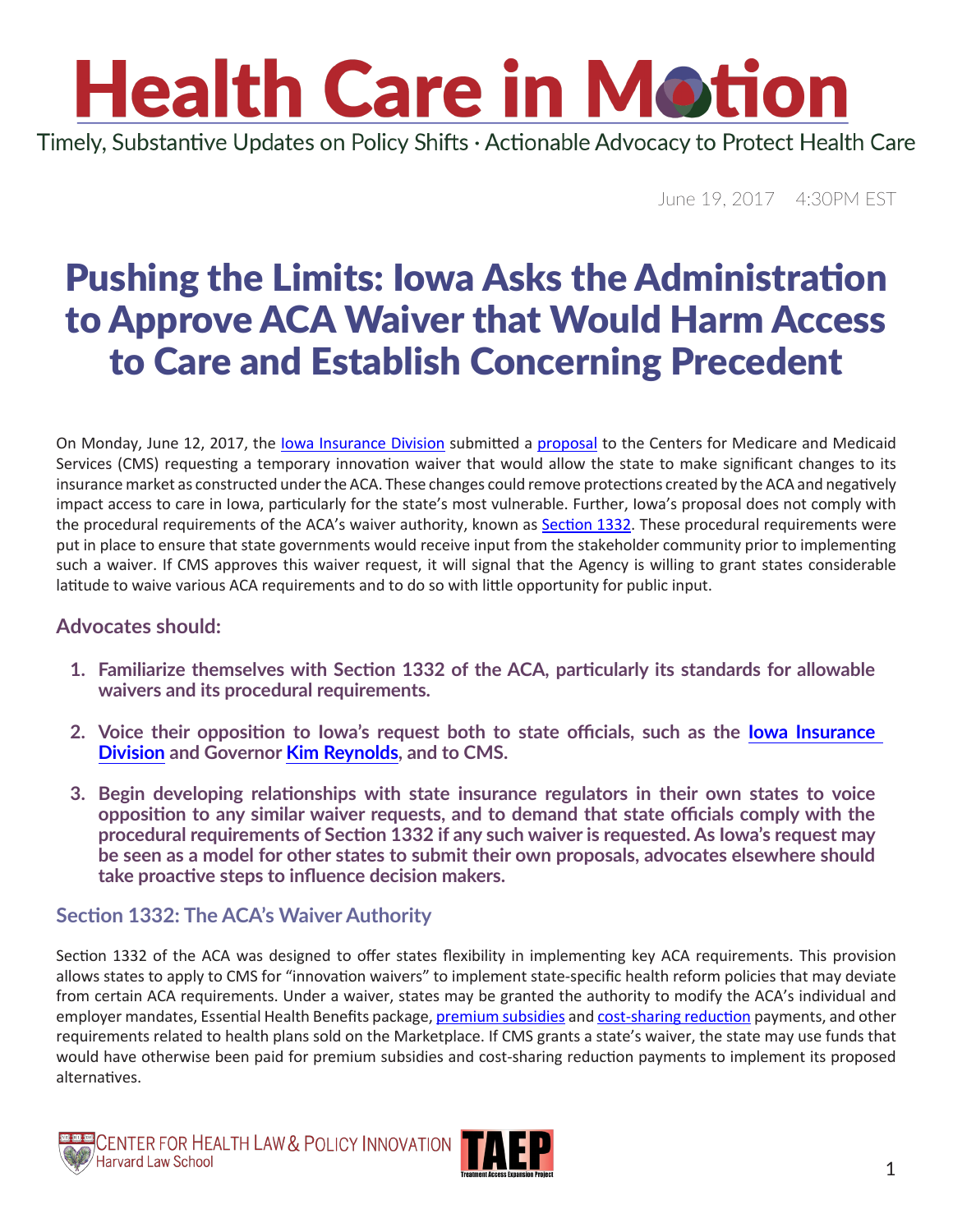# Health Care in Motion

Timely, Substantive Updates on Policy Shifts · Actionable Advocacy to Protect Health Care

June 19, 2017 4:30PM EST

## Pushing the Limits: Iowa Asks the Administration to Approve ACA Waiver that Would Harm Access to Care and Establish Concerning Precedent

On Monday, June 12, 2017, the Iowa Insurance Division submitted a proposal to the Centers for Medicare and Medicaid Services (CMS) requesting a temporary innovation waiver that would allow the state to make significant changes to its insurance market as constructed under the ACA. These changes could remove protections created by the ACA and negatively impact access to care in Iowa, particularly for the state's most vulnerable. Further, Iowa's proposal does not comply with the procedural requirements of the ACA's waiver authority, known as Section 1332. These procedural requirements were put in place to ensure that state governments would receive input from the stakeholder community prior to implementing such a waiver. If CMS approves this waiver request, it will signal that the Agency is willing to grant states considerable latitude to waive various ACA requirements and to do so with little opportunity for public input.

### Advocates should:

1. **Familiarize themselves with Section 1332 of the ACA, particularly its standards for allowable waivers and its procedural requirements.**
2. **Voice their opposition to Iowa's request both to state officials, such as the Iowa Insurance Division and Governor Kim Reynolds, and to CMS.**
3. **Begin developing relationships with state insurance regulators in their own states to voice opposition to any similar waiver requests, and to demand that state officials comply with the procedural requirements of Section 1332 if any such waiver is requested. As Iowa's request may be seen as a model for other states to submit their own proposals, advocates elsewhere should take proactive steps to influence decision makers.**

### Section 1332: The ACA's Waiver Authority

Section 1332 of the ACA was designed to offer states flexibility in implementing key ACA requirements. This provision allows states to apply to CMS for "innovation waivers" to implement state-specific health reform policies that may deviate from certain ACA requirements. Under a waiver, states may be granted the authority to modify the ACA's individual and employer mandates, Essential Health Benefits package, premium subsidies and cost-sharing reduction payments, and other requirements related to health plans sold on the Marketplace. If CMS grants a state's waiver, the state may use funds that would have otherwise been paid for premium subsidies and cost-sharing reduction payments to implement its proposed alternatives.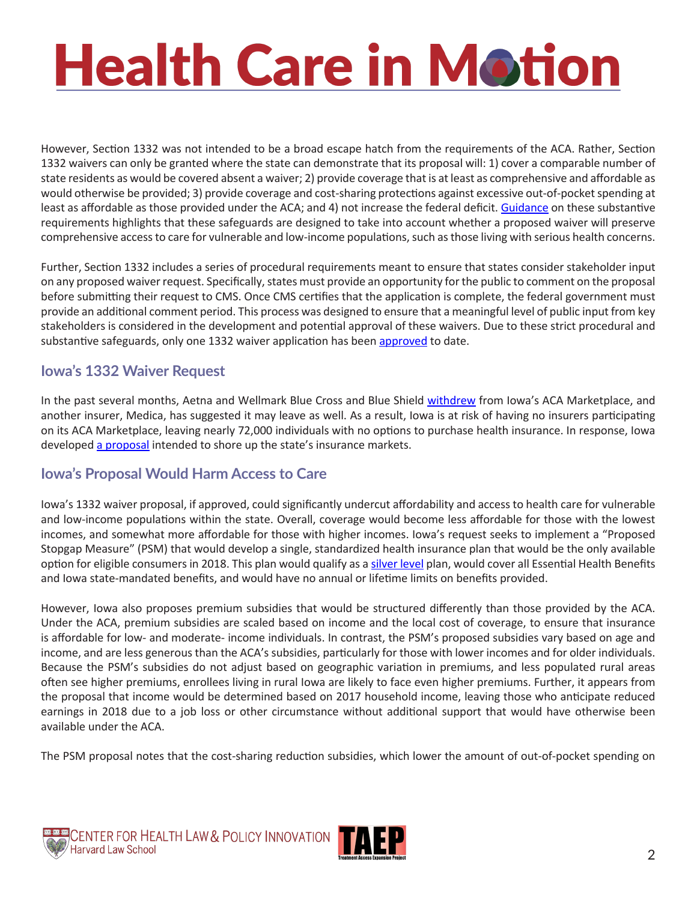However, Section 1332 was not intended to be a broad escape hatch from the requirements of the ACA. Rather, Section 1332 waivers can only be granted where the state can demonstrate that its proposal will: 1) cover a comparable number of state residents as would be covered absent a waiver; 2) provide coverage that is at least as comprehensive and affordable as would otherwise be provided; 3) provide coverage and cost-sharing protections against excessive out-of-pocket spending at least as affordable as those provided under the ACA; and 4) not increase the federal deficit. Guidance on these substantive requirements highlights that these safeguards are designed to take into account whether a proposed waiver will preserve comprehensive access to care for vulnerable and low-income populations, such as those living with serious health concerns.

Further, Section 1332 includes a series of procedural requirements meant to ensure that states consider stakeholder input on any proposed waiver request. Specifically, states must provide an opportunity for the public to comment on the proposal before submitting their request to CMS. Once CMS certifies that the application is complete, the federal government must provide an additional comment period. This process was designed to ensure that a meaningful level of public input from key stakeholders is considered in the development and potential approval of these waivers. Due to these strict procedural and substantive safeguards, only one 1332 waiver application has been approved to date.

## Iowa's 1332 Waiver Request

In the past several months, Aetna and Wellmark Blue Cross and Blue Shield withdrew from Iowa's ACA Marketplace, and another insurer, Medica, has suggested it may leave as well. As a result, Iowa is at risk of having no insurers participating on its ACA Marketplace, leaving nearly 72,000 individuals with no options to purchase health insurance. In response, Iowa developed a proposal intended to shore up the state's insurance markets.

## Iowa's Proposal Would Harm Access to Care

Iowa's 1332 waiver proposal, if approved, could significantly undercut affordability and access to health care for vulnerable and low-income populations within the state. Overall, coverage would become less affordable for those with the lowest incomes, and somewhat more affordable for those with higher incomes. Iowa's request seeks to implement a "Proposed Stopgap Measure" (PSM) that would develop a single, standardized health insurance plan that would be the only available option for eligible consumers in 2018. This plan would qualify as a silver level plan, would cover all Essential Health Benefits and Iowa state-mandated benefits, and would have no annual or lifetime limits on benefits provided.

However, Iowa also proposes premium subsidies that would be structured differently than those provided by the ACA. Under the ACA, premium subsidies are scaled based on income and the local cost of coverage, to ensure that insurance is affordable for low- and moderate- income individuals. In contrast, the PSM's proposed subsidies vary based on age and income, and are less generous than the ACA's subsidies, particularly for those with lower incomes and for older individuals. Because the PSM's subsidies do not adjust based on geographic variation in premiums, and less populated rural areas often see higher premiums, enrollees living in rural Iowa are likely to face even higher premiums. Further, it appears from the proposal that income would be determined based on 2017 household income, leaving those who anticipate reduced earnings in 2018 due to a job loss or other circumstance without additional support that would have otherwise been available under the ACA.

The PSM proposal notes that the cost-sharing reduction subsidies, which lower the amount of out-of-pocket spending on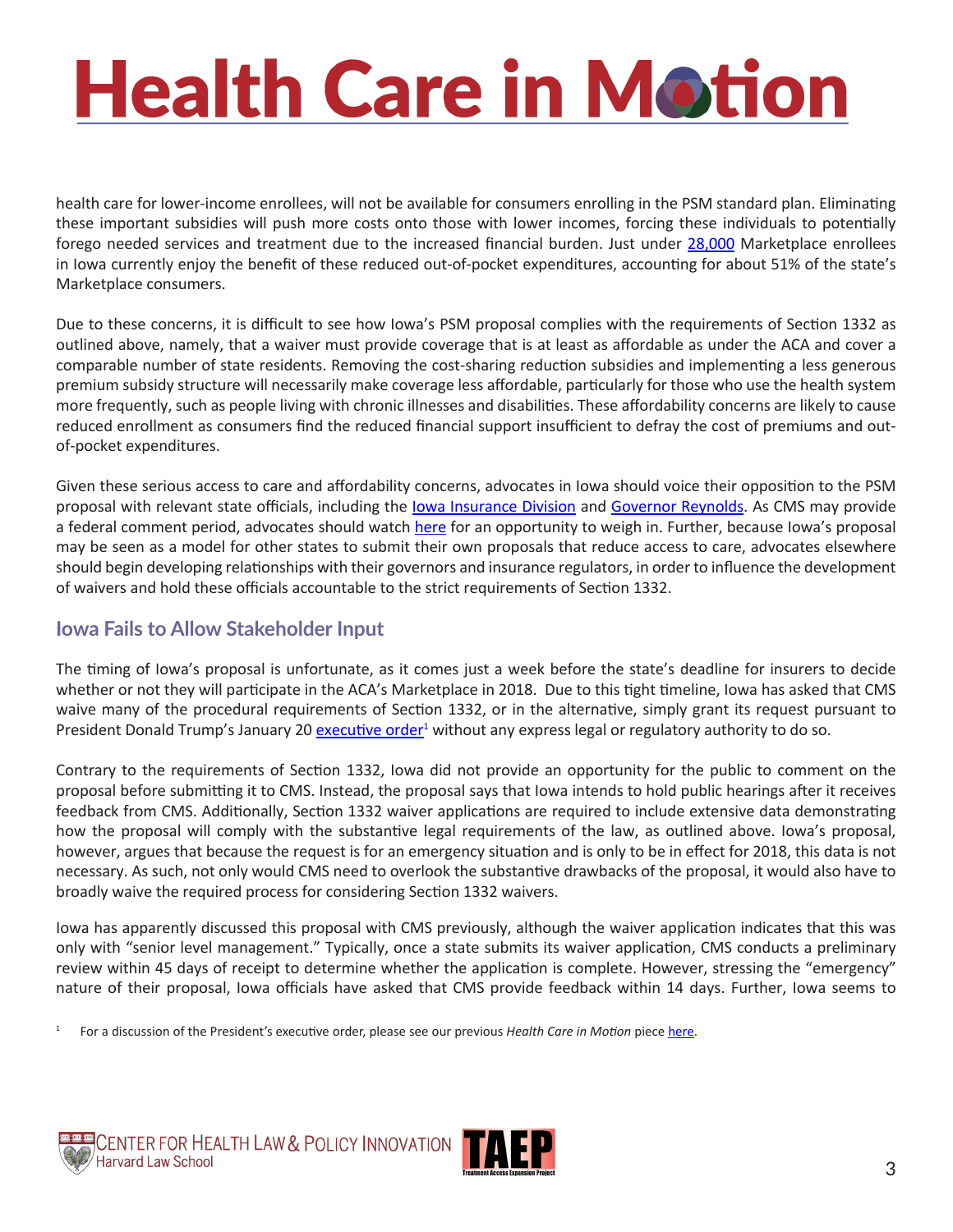health care for lower-income enrollees, will not be available for consumers enrolling in the PSM standard plan. Eliminating these important subsidies will push more costs onto those with lower incomes, forcing these individuals to potentially forego needed services and treatment due to the increased financial burden. Just under 28,000 Marketplace enrollees in Iowa currently enjoy the benefit of these reduced out-of-pocket expenditures, accounting for about 51% of the state's Marketplace consumers.

Due to these concerns, it is difficult to see how Iowa's PSM proposal complies with the requirements of Section 1332 as outlined above, namely, that a waiver must provide coverage that is at least as affordable as under the ACA and cover a comparable number of state residents. Removing the cost-sharing reduction subsidies and implementing a less generous premium subsidy structure will necessarily make coverage less affordable, particularly for those who use the health system more frequently, such as people living with chronic illnesses and disabilities. These affordability concerns are likely to cause reduced enrollment as consumers find the reduced financial support insufficient to defray the cost of premiums and out-of-pocket expenditures.

Given these serious access to care and affordability concerns, advocates in Iowa should voice their opposition to the PSM proposal with relevant state officials, including the Iowa Insurance Division and Governor Reynolds. As CMS may provide a federal comment period, advocates should watch here for an opportunity to weigh in. Further, because Iowa's proposal may be seen as a model for other states to submit their own proposals that reduce access to care, advocates elsewhere should begin developing relationships with their governors and insurance regulators, in order to influence the development of waivers and hold these officials accountable to the strict requirements of Section 1332.

## Iowa Fails to Allow Stakeholder Input

The timing of Iowa's proposal is unfortunate, as it comes just a week before the state's deadline for insurers to decide whether or not they will participate in the ACA's Marketplace in 2018. Due to this tight timeline, Iowa has asked that CMS waive many of the procedural requirements of Section 1332, or in the alternative, simply grant its request pursuant to President Donald Trump's January 20 executive order[1] without any express legal or regulatory authority to do so.

Contrary to the requirements of Section 1332, Iowa did not provide an opportunity for the public to comment on the proposal before submitting it to CMS. Instead, the proposal says that Iowa intends to hold public hearings after it receives feedback from CMS. Additionally, Section 1332 waiver applications are required to include extensive data demonstrating how the proposal will comply with the substantive legal requirements of the law, as outlined above. Iowa's proposal, however, argues that because the request is for an emergency situation and is only to be in effect for 2018, this data is not necessary. As such, not only would CMS need to overlook the substantive drawbacks of the proposal, it would also have to broadly waive the required process for considering Section 1332 waivers.

Iowa has apparently discussed this proposal with CMS previously, although the waiver application indicates that this was only with "senior level management." Typically, once a state submits its waiver application, CMS conducts a preliminary review within 45 days of receipt to determine whether the application is complete. However, stressing the "emergency" nature of their proposal, Iowa officials have asked that CMS provide feedback within 14 days. Further, Iowa seems to

[1] For a discussion of the President's executive order, please see our previous *Health Care in Motion* piece here.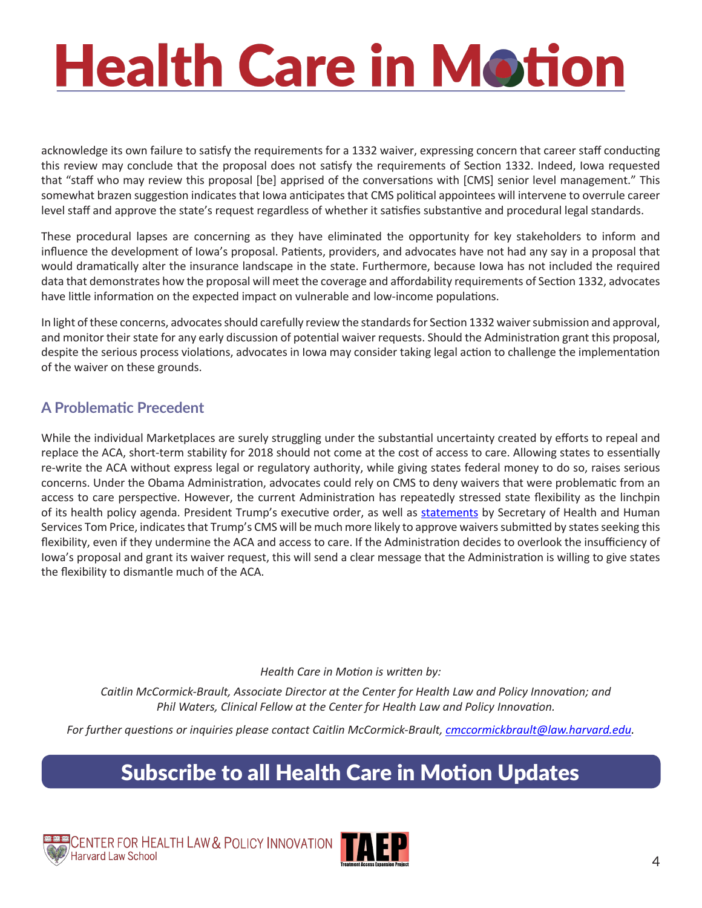acknowledge its own failure to satisfy the requirements for a 1332 waiver, expressing concern that career staff conducting this review may conclude that the proposal does not satisfy the requirements of Section 1332. Indeed, Iowa requested that "staff who may review this proposal [be] apprised of the conversations with [CMS] senior level management." This somewhat brazen suggestion indicates that Iowa anticipates that CMS political appointees will intervene to overrule career level staff and approve the state's request regardless of whether it satisfies substantive and procedural legal standards.

These procedural lapses are concerning as they have eliminated the opportunity for key stakeholders to inform and influence the development of Iowa's proposal. Patients, providers, and advocates have not had any say in a proposal that would dramatically alter the insurance landscape in the state. Furthermore, because Iowa has not included the required data that demonstrates how the proposal will meet the coverage and affordability requirements of Section 1332, advocates have little information on the expected impact on vulnerable and low-income populations.

In light of these concerns, advocates should carefully review the standards for Section 1332 waiver submission and approval, and monitor their state for any early discussion of potential waiver requests. Should the Administration grant this proposal, despite the serious process violations, advocates in Iowa may consider taking legal action to challenge the implementation of the waiver on these grounds.

## A Problematic Precedent

While the individual Marketplaces are surely struggling under the substantial uncertainty created by efforts to repeal and replace the ACA, short-term stability for 2018 should not come at the cost of access to care. Allowing states to essentially re-write the ACA without express legal or regulatory authority, while giving states federal money to do so, raises serious concerns. Under the Obama Administration, advocates could rely on CMS to deny waivers that were problematic from an access to care perspective. However, the current Administration has repeatedly stressed state flexibility as the linchpin of its health policy agenda. President Trump's executive order, as well as statements by Secretary of Health and Human Services Tom Price, indicates that Trump's CMS will be much more likely to approve waivers submitted by states seeking this flexibility, even if they undermine the ACA and access to care. If the Administration decides to overlook the insufficiency of Iowa's proposal and grant its waiver request, this will send a clear message that the Administration is willing to give states the flexibility to dismantle much of the ACA.

*Health Care in Motion is written by:*

*Caitlin McCormick-Brault, Associate Director at the Center for Health Law and Policy Innovation; and Phil Waters, Clinical Fellow at the Center for Health Law and Policy Innovation.*

*For further questions or inquiries please contact Caitlin McCormick-Brault, cmccormickbrault@law.harvard.edu.*

**Subscribe to all Health Care in Motion Updates**

Center for Health Law & Policy Innovation
Harvard Law School

TAEP
Treatment Access Expansion Project